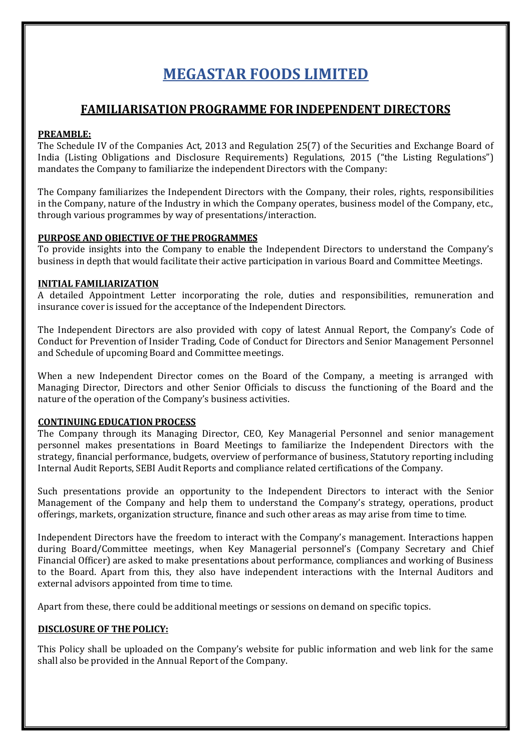# MEGASTAR FOODS LIMITED

## FAMILIARISATION PROGRAMME FOR INDEPENDENT DIRECTORS

### PREAMBLE:

The Schedule IV of the Companies Act, 2013 and Regulation 25(7) of the Securities and Exchange Board of India (Listing Obligations and Disclosure Requirements) Regulations, 2015 ("the Listing Regulations") mandates the Company to familiarize the independent Directors with the Company:

The Company familiarizes the Independent Directors with the Company, their roles, rights, responsibilities in the Company, nature of the Industry in which the Company operates, business model of the Company, etc., through various programmes by way of presentations/interaction.

### PURPOSE AND OBJECTIVE OF THE PROGRAMMES

To provide insights into the Company to enable the Independent Directors to understand the Company's business in depth that would facilitate their active participation in various Board and Committee Meetings.

### INITIAL FAMILIARIZATION

A detailed Appointment Letter incorporating the role, duties and responsibilities, remuneration and insurance cover is issued for the acceptance of the Independent Directors.

The Independent Directors are also provided with copy of latest Annual Report, the Company's Code of Conduct for Prevention of Insider Trading, Code of Conduct for Directors and Senior Management Personnel and Schedule of upcoming Board and Committee meetings.

When a new Independent Director comes on the Board of the Company, a meeting is arranged with Managing Director, Directors and other Senior Officials to discuss the functioning of the Board and the nature of the operation of the Company's business activities.

### CONTINUING EDUCATION PROCESS

The Company through its Managing Director, CEO, Key Managerial Personnel and senior management personnel makes presentations in Board Meetings to familiarize the Independent Directors with the strategy, financial performance, budgets, overview of performance of business, Statutory reporting including Internal Audit Reports, SEBI Audit Reports and compliance related certifications of the Company.

Such presentations provide an opportunity to the Independent Directors to interact with the Senior Management of the Company and help them to understand the Company's strategy, operations, product offerings, markets, organization structure, finance and such other areas as may arise from time to time.

Independent Directors have the freedom to interact with the Company's management. Interactions happen during Board/Committee meetings, when Key Managerial personnel's (Company Secretary and Chief Financial Officer) are asked to make presentations about performance, compliances and working of Business to the Board. Apart from this, they also have independent interactions with the Internal Auditors and external advisors appointed from time to time.

Apart from these, there could be additional meetings or sessions on demand on specific topics.

### DISCLOSURE OF THE POLICY:

This Policy shall be uploaded on the Company's website for public information and web link for the same shall also be provided in the Annual Report of the Company.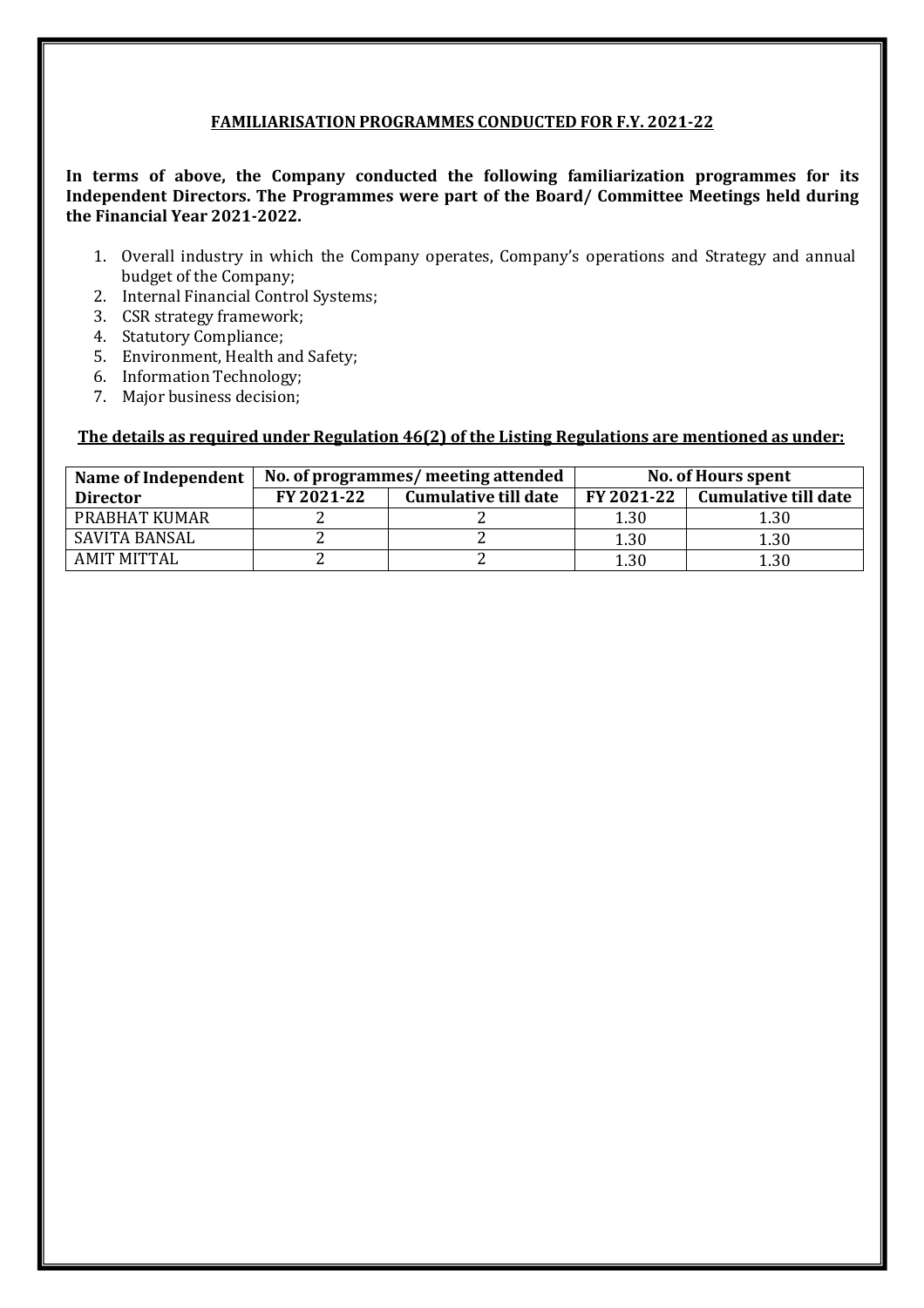**FAMILIARISATION PROGRAMMES CONDUCTED FOR F.Y. 2021-22**

**In terms of above, the Company conducted the following familiarization programmes for its Independent Directors. The Programmes were part of the Board/ Committee Meetings held during the Financial Year 2021-2022.**

1. Overall industry in which the Company operates, Company's operations and Strategy and annual budget of the Company;
2. Internal Financial Control Systems;
3. CSR strategy framework;
4. Statutory Compliance;
5. Environment, Health and Safety;
6. Information Technology;
7. Major business decision;

**The details as required under Regulation 46(2) of the Listing Regulations are mentioned as under:**

| Name of Independent Director | No. of programmes/ meeting attended | | No. of Hours spent | |
|---|---|---|---|---|
| | FY 2021-22 | Cumulative till date | FY 2021-22 | Cumulative till date |
| PRABHAT KUMAR | 2 | 2 | 1.30 | 1.30 |
| SAVITA BANSAL | 2 | 2 | 1.30 | 1.30 |
| AMIT MITTAL | 2 | 2 | 1.30 | 1.30 |